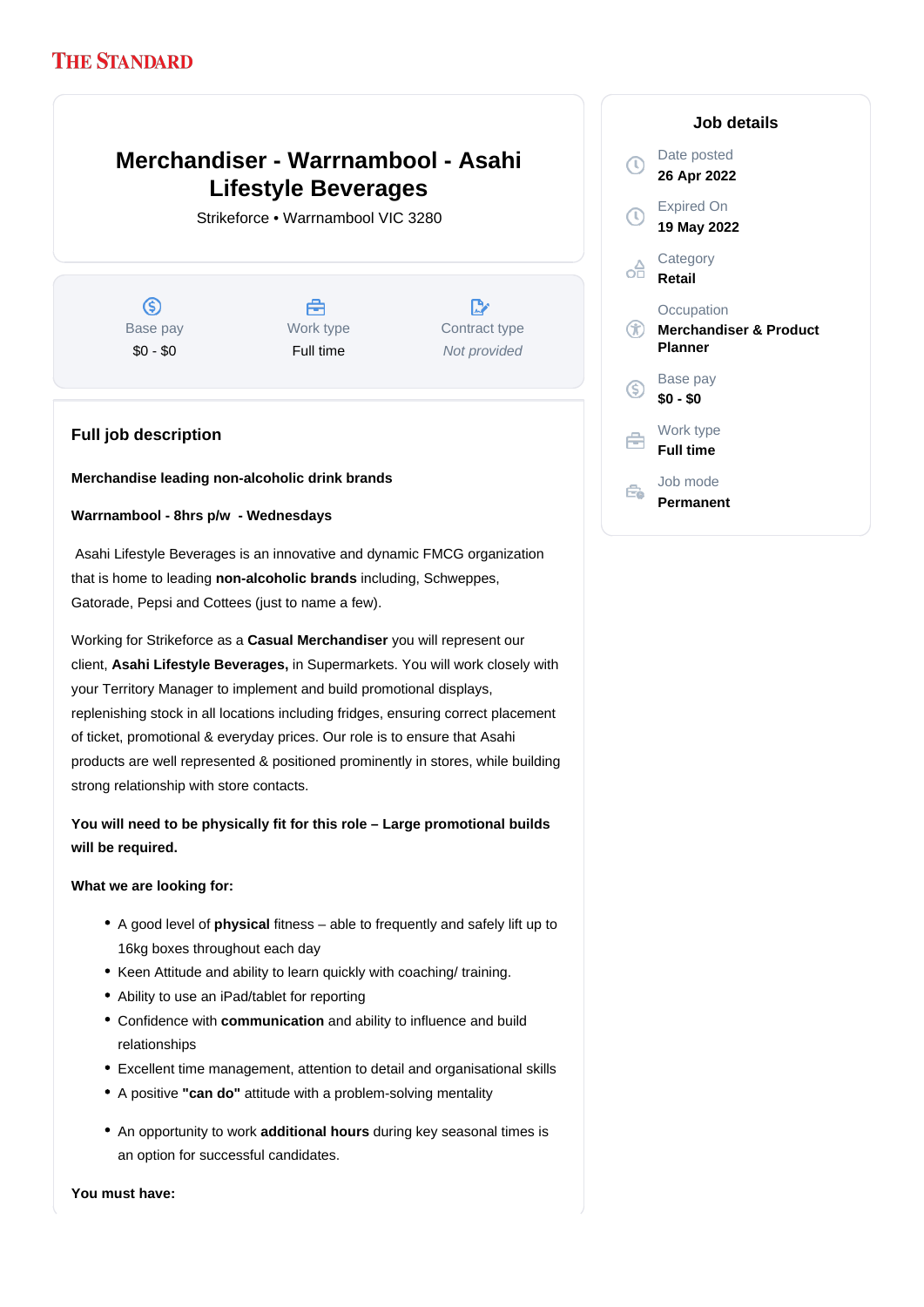THE STANDARD

# Merchandiser - Warrnambool - Asahi Lifestyle Beverages

Strikeforce • Warrnambool VIC 3280

| Base pay | Work type | Contract type |
|---|---|---|
| $0 - $0 | Full time | *Not provided* |

## Full job description

**Merchandise leading non-alcoholic drink brands**

**Warrnambool - 8hrs p/w - Wednesdays**

Asahi Lifestyle Beverages is an innovative and dynamic FMCG organization that is home to leading **non-alcoholic brands** including, Schweppes, Gatorade, Pepsi and Cottees (just to name a few).

Working for Strikeforce as a **Casual Merchandiser** you will represent our client, **Asahi Lifestyle Beverages,** in Supermarkets. You will work closely with your Territory Manager to implement and build promotional displays, replenishing stock in all locations including fridges, ensuring correct placement of ticket, promotional & everyday prices. Our role is to ensure that Asahi products are well represented & positioned prominently in stores, while building strong relationship with store contacts.

**You will need to be physically fit for this role – Large promotional builds will be required.**

**What we are looking for:**

- A good level of **physical** fitness – able to frequently and safely lift up to 16kg boxes throughout each day
- Keen Attitude and ability to learn quickly with coaching/ training.
- Ability to use an iPad/tablet for reporting
- Confidence with **communication** and ability to influence and build relationships
- Excellent time management, attention to detail and organisational skills
- A positive **"can do"** attitude with a problem-solving mentality

- An opportunity to work **additional hours** during key seasonal times is an option for successful candidates.

**You must have:**

## Job details

- Date posted: **26 Apr 2022**
- Expired On: **19 May 2022**
- Category: **Retail**
- Occupation: **Merchandiser & Product Planner**
- Base pay: **$0 - $0**
- Work type: **Full time**
- Job mode: **Permanent**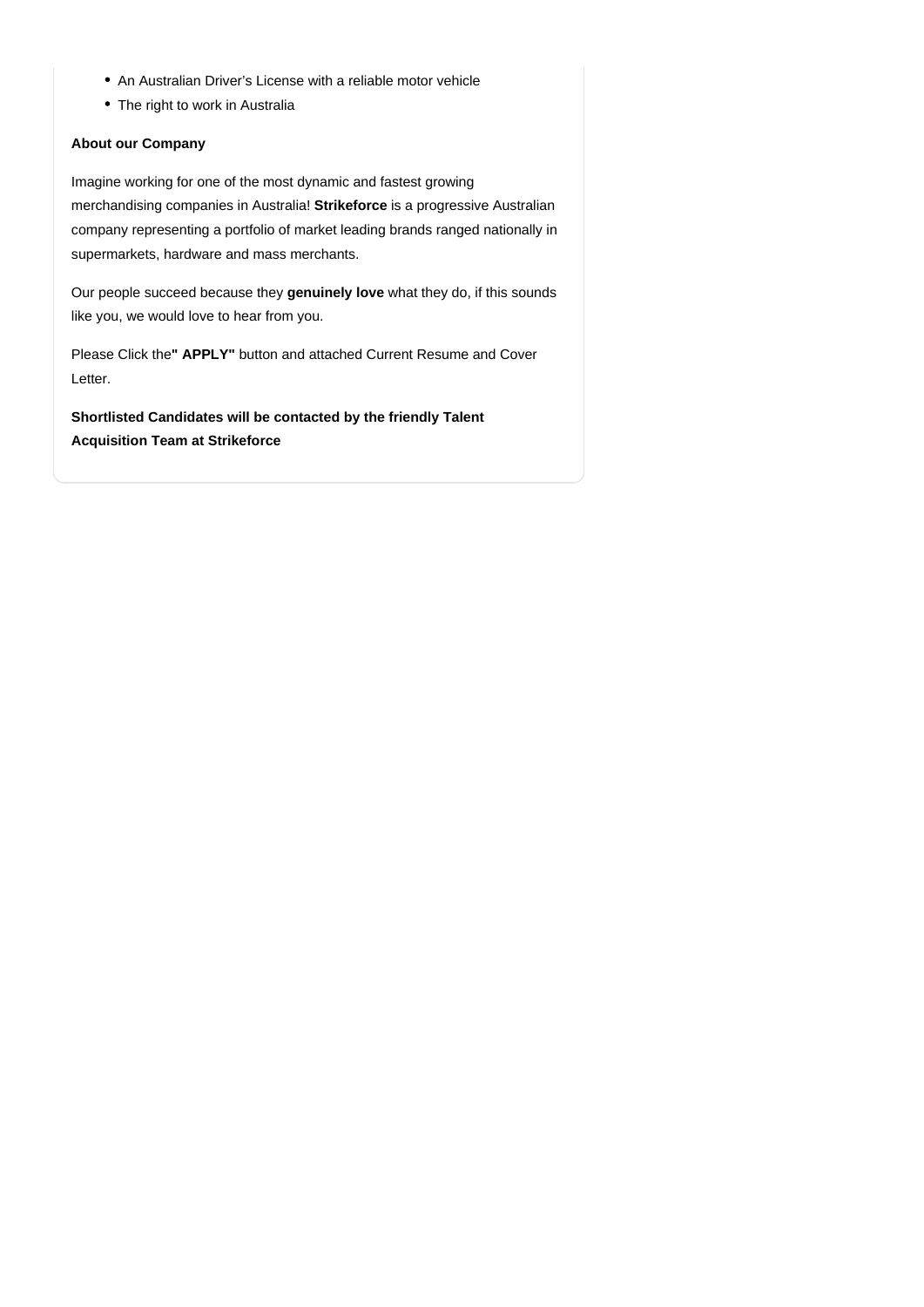- An Australian Driver's License with a reliable motor vehicle
- The right to work in Australia

**About our Company**

Imagine working for one of the most dynamic and fastest growing merchandising companies in Australia! **Strikeforce** is a progressive Australian company representing a portfolio of market leading brands ranged nationally in supermarkets, hardware and mass merchants.

Our people succeed because they **genuinely love** what they do, if this sounds like you, we would love to hear from you.

Please Click the **" APPLY"** button and attached Current Resume and Cover Letter.

**Shortlisted Candidates will be contacted by the friendly Talent Acquisition Team at Strikeforce**